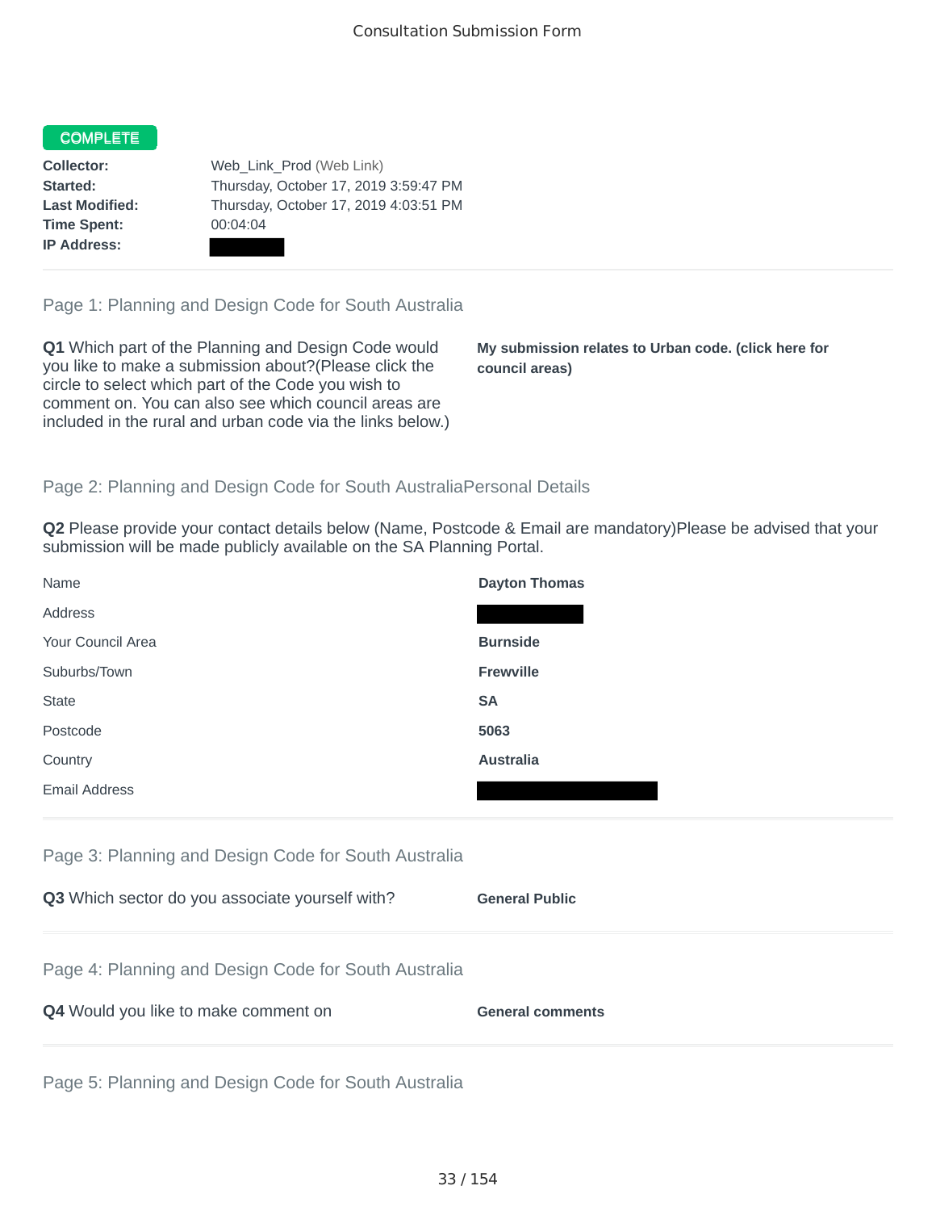# Consultation Submission Form

**COMPLETE**

| | |
|---|---|
| **Collector:** | Web_Link_Prod (Web Link) |
| **Started:** | Thursday, October 17, 2019 3:59:47 PM |
| **Last Modified:** | Thursday, October 17, 2019 4:03:51 PM |
| **Time Spent:** | 00:04:04 |
| **IP Address:** | |

## Page 1: Planning and Design Code for South Australia

**Q1** Which part of the Planning and Design Code would you like to make a submission about?(Please click the circle to select which part of the Code you wish to comment on. You can also see which council areas are included in the rural and urban code via the links below.)

**My submission relates to Urban code. (click here for council areas)**

## Page 2: Planning and Design Code for South AustraliaPersonal Details

**Q2** Please provide your contact details below (Name, Postcode & Email are mandatory)Please be advised that your submission will be made publicly available on the SA Planning Portal.

| | |
|---|---|
| Name | **Dayton Thomas** |
| Address | |
| Your Council Area | **Burnside** |
| Suburbs/Town | **Frewville** |
| State | **SA** |
| Postcode | **5063** |
| Country | **Australia** |
| Email Address | |

## Page 3: Planning and Design Code for South Australia

**Q3** Which sector do you associate yourself with?

**General Public**

## Page 4: Planning and Design Code for South Australia

**Q4** Would you like to make comment on

**General comments**

## Page 5: Planning and Design Code for South Australia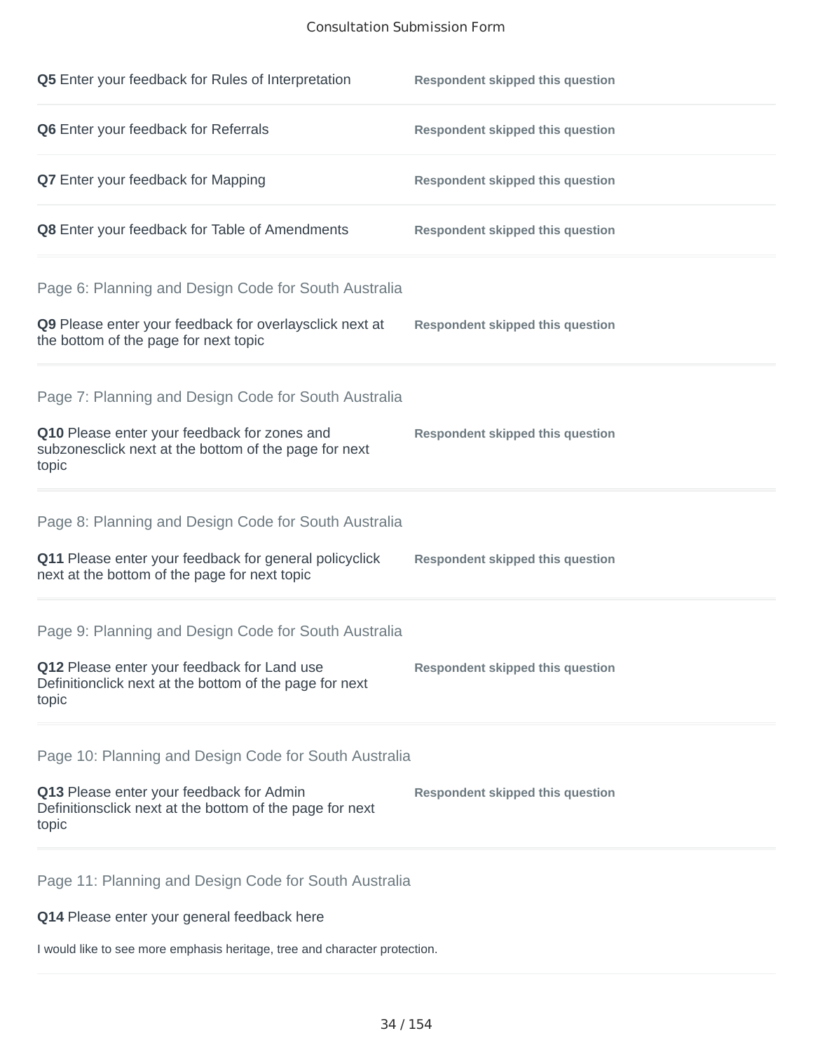**Q5** Enter your feedback for Rules of Interpretation — **Respondent skipped this question**

**Q6** Enter your feedback for Referrals — **Respondent skipped this question**

**Q7** Enter your feedback for Mapping — **Respondent skipped this question**

**Q8** Enter your feedback for Table of Amendments — **Respondent skipped this question**

## Page 6: Planning and Design Code for South Australia

**Q9** Please enter your feedback for overlaysclick next at the bottom of the page for next topic — **Respondent skipped this question**

## Page 7: Planning and Design Code for South Australia

**Q10** Please enter your feedback for zones and subzonesclick next at the bottom of the page for next topic — **Respondent skipped this question**

## Page 8: Planning and Design Code for South Australia

**Q11** Please enter your feedback for general policyclick next at the bottom of the page for next topic — **Respondent skipped this question**

## Page 9: Planning and Design Code for South Australia

**Q12** Please enter your feedback for Land use Definitionclick next at the bottom of the page for next topic — **Respondent skipped this question**

## Page 10: Planning and Design Code for South Australia

**Q13** Please enter your feedback for Admin Definitionsclick next at the bottom of the page for next topic — **Respondent skipped this question**

## Page 11: Planning and Design Code for South Australia

**Q14** Please enter your general feedback here

I would like to see more emphasis heritage, tree and character protection.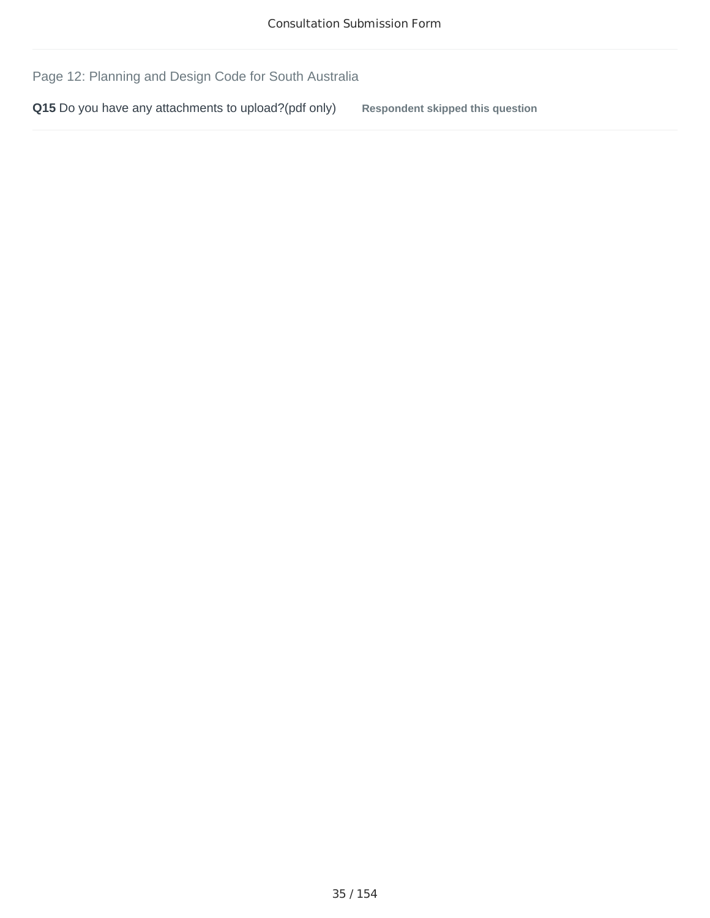Page 12: Planning and Design Code for South Australia

**Q15** Do you have any attachments to upload?(pdf only) **Respondent skipped this question**